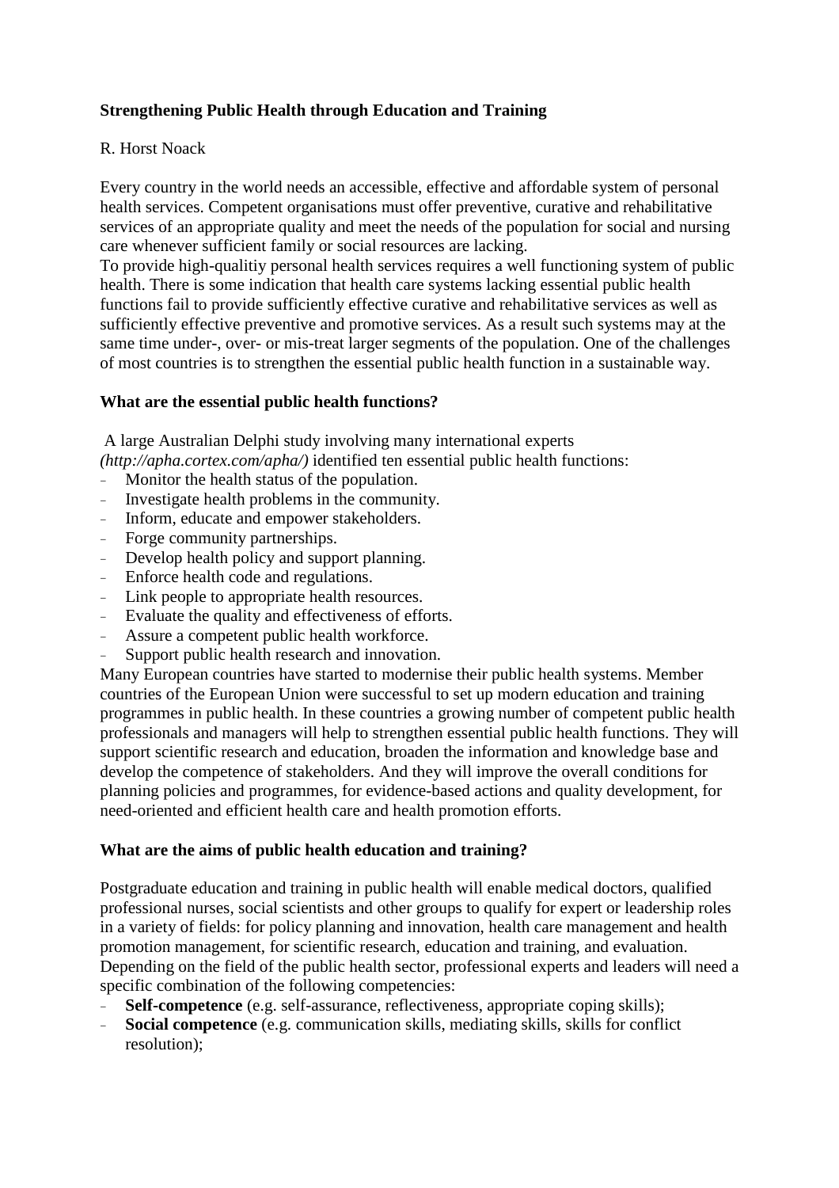**Strengthening Public Health through Education and Training**

R. Horst Noack

Every country in the world needs an accessible, effective and affordable system of personal health services. Competent organisations must offer preventive, curative and rehabilitative services of an appropriate quality and meet the needs of the population for social and nursing care whenever sufficient family or social resources are lacking.
To provide high-qualitiy personal health services requires a well functioning system of public health. There is some indication that health care systems lacking essential public health functions fail to provide sufficiently effective curative and rehabilitative services as well as sufficiently effective preventive and promotive services. As a result such systems may at the same time under-, over- or mis-treat larger segments of the population. One of the challenges of most countries is to strengthen the essential public health function in a sustainable way.

**What are the essential public health functions?**

A large Australian Delphi study involving many international experts *(http://apha.cortex.com/apha/)* identified ten essential public health functions:

- Monitor the health status of the population.
- Investigate health problems in the community.
- Inform, educate and empower stakeholders.
- Forge community partnerships.
- Develop health policy and support planning.
- Enforce health code and regulations.
- Link people to appropriate health resources.
- Evaluate the quality and effectiveness of efforts.
- Assure a competent public health workforce.
- Support public health research and innovation.

Many European countries have started to modernise their public health systems. Member countries of the European Union were successful to set up modern education and training programmes in public health. In these countries a growing number of competent public health professionals and managers will help to strengthen essential public health functions. They will support scientific research and education, broaden the information and knowledge base and develop the competence of stakeholders. And they will improve the overall conditions for planning policies and programmes, for evidence-based actions and quality development, for need-oriented and efficient health care and health promotion efforts.

**What are the aims of public health education and training?**

Postgraduate education and training in public health will enable medical doctors, qualified professional nurses, social scientists and other groups to qualify for expert or leadership roles in a variety of fields: for policy planning and innovation, health care management and health promotion management, for scientific research, education and training, and evaluation. Depending on the field of the public health sector, professional experts and leaders will need a specific combination of the following competencies:

- **Self-competence** (e.g. self-assurance, reflectiveness, appropriate coping skills);
- **Social competence** (e.g. communication skills, mediating skills, skills for conflict resolution);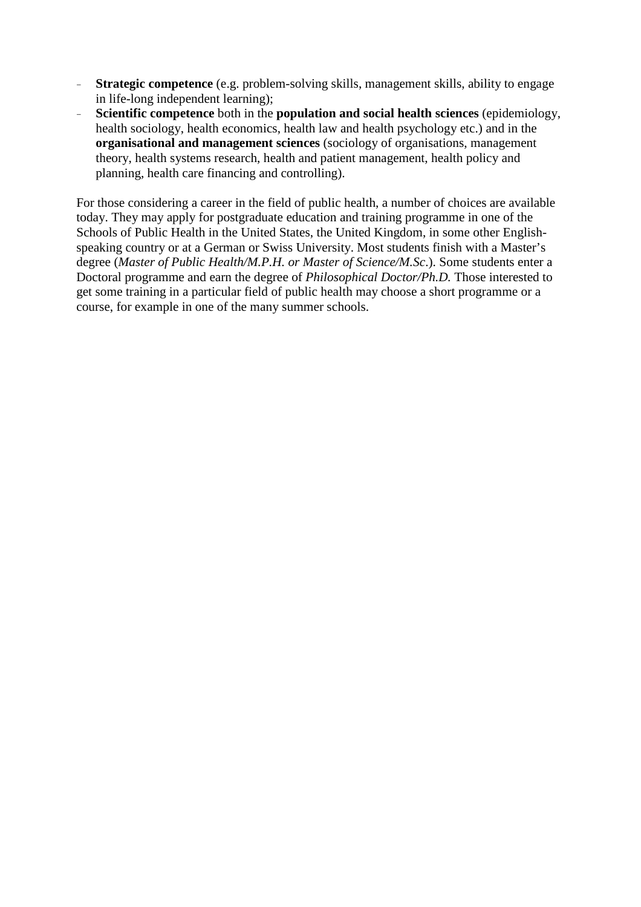- **Strategic competence** (e.g. problem-solving skills, management skills, ability to engage in life-long independent learning);
- **Scientific competence** both in the **population and social health sciences** (epidemiology, health sociology, health economics, health law and health psychology etc.) and in the **organisational and management sciences** (sociology of organisations, management theory, health systems research, health and patient management, health policy and planning, health care financing and controlling).

For those considering a career in the field of public health, a number of choices are available today. They may apply for postgraduate education and training programme in one of the Schools of Public Health in the United States, the United Kingdom, in some other English-speaking country or at a German or Swiss University. Most students finish with a Master's degree (*Master of Public Health/M.P.H. or Master of Science/M.Sc.*). Some students enter a Doctoral programme and earn the degree of *Philosophical Doctor/Ph.D.* Those interested to get some training in a particular field of public health may choose a short programme or a course, for example in one of the many summer schools.